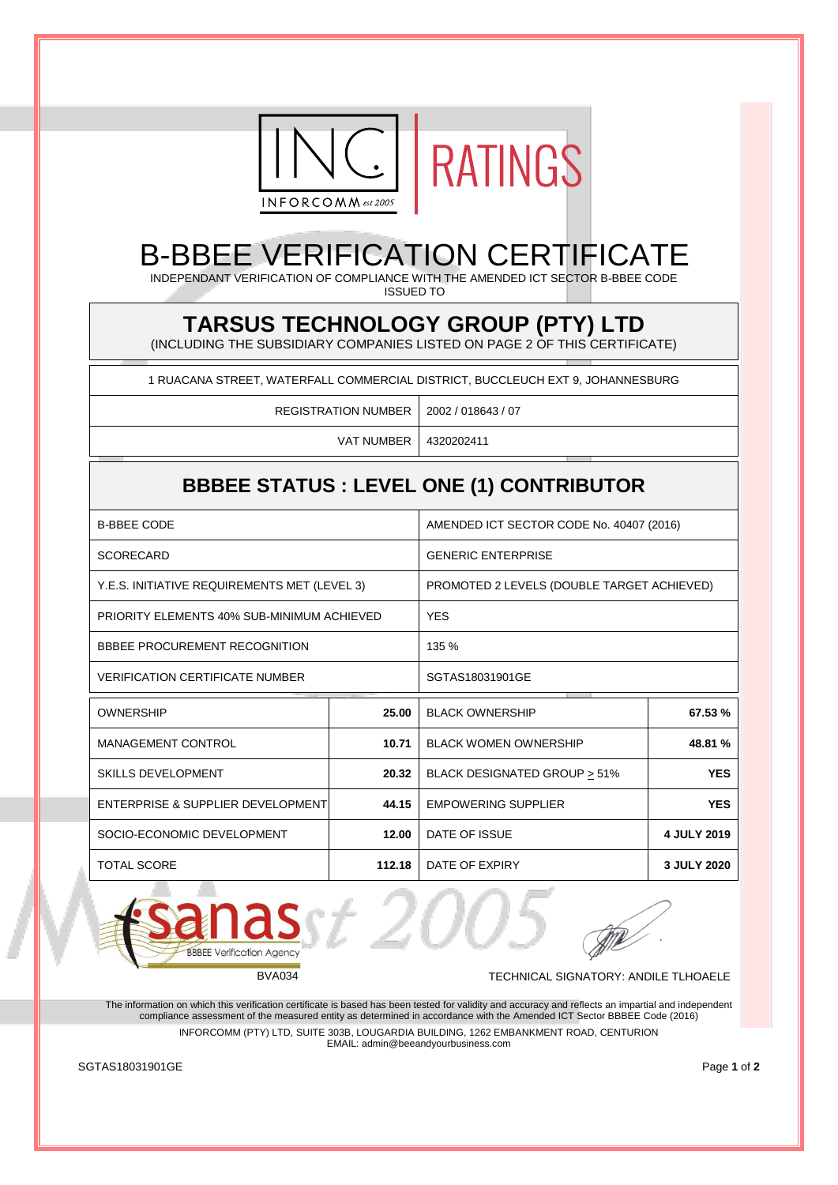INC INFORCOMM est 2005 | RATINGS

# B-BBEE VERIFICATION CERTIFICATE

INDEPENDANT VERIFICATION OF COMPLIANCE WITH THE AMENDED ICT SECTOR B-BBEE CODE

ISSUED TO

## TARSUS TECHNOLOGY GROUP (PTY) LTD

(INCLUDING THE SUBSIDIARY COMPANIES LISTED ON PAGE 2 OF THIS CERTIFICATE)

1 RUACANA STREET, WATERFALL COMMERCIAL DISTRICT, BUCCLEUCH EXT 9, JOHANNESBURG

| REGISTRATION NUMBER | 2002 / 018643 / 07 |
|---|---|
| VAT NUMBER | 4320202411 |

## BBBEE STATUS : LEVEL ONE (1) CONTRIBUTOR

| B-BBEE CODE | AMENDED ICT SECTOR CODE No. 40407 (2016) |
|---|---|
| SCORECARD | GENERIC ENTERPRISE |
| Y.E.S. INITIATIVE REQUIREMENTS MET (LEVEL 3) | PROMOTED 2 LEVELS (DOUBLE TARGET ACHIEVED) |
| PRIORITY ELEMENTS 40% SUB-MINIMUM ACHIEVED | YES |
| BBBEE PROCUREMENT RECOGNITION | 135 % |
| VERIFICATION CERTIFICATE NUMBER | SGTAS18031901GE |

| OWNERSHIP | **25.00** | BLACK OWNERSHIP | **67.53 %** |
|---|---|---|---|
| MANAGEMENT CONTROL | **10.71** | BLACK WOMEN OWNERSHIP | **48.81 %** |
| SKILLS DEVELOPMENT | **20.32** | BLACK DESIGNATED GROUP ≥ 51% | **YES** |
| ENTERPRISE & SUPPLIER DEVELOPMENT | **44.15** | EMPOWERING SUPPLIER | **YES** |
| SOCIO-ECONOMIC DEVELOPMENT | **12.00** | DATE OF ISSUE | **4 JULY 2019** |
| TOTAL SCORE | **112.18** | DATE OF EXPIRY | **3 JULY 2020** |

sanas BBBEE Verification Agency

BVA034

TECHNICAL SIGNATORY: ANDILE TLHOAELE

The information on which this verification certificate is based has been tested for validity and accuracy and reflects an impartial and independent compliance assessment of the measured entity as determined in accordance with the Amended ICT Sector BBBEE Code (2016)

INFORCOMM (PTY) LTD, SUITE 303B, LOUGARDIA BUILDING, 1262 EMBANKMENT ROAD, CENTURION
EMAIL: admin@beeandyourbusiness.com

SGTAS18031901GE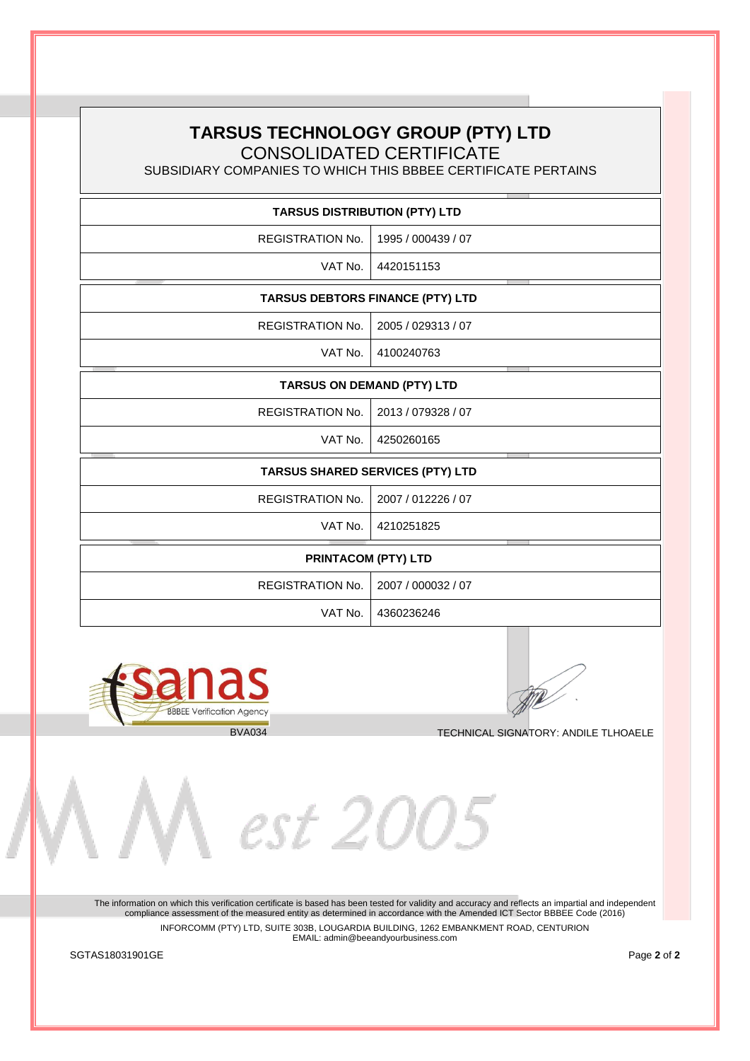# TARSUS TECHNOLOGY GROUP (PTY) LTD

## CONSOLIDATED CERTIFICATE

SUBSIDIARY COMPANIES TO WHICH THIS BBBEE CERTIFICATE PERTAINS

| TARSUS DISTRIBUTION (PTY) LTD | |
|---|---|
| REGISTRATION No. | 1995 / 000439 / 07 |
| VAT No. | 4420151153 |

| TARSUS DEBTORS FINANCE (PTY) LTD | |
|---|---|
| REGISTRATION No. | 2005 / 029313 / 07 |
| VAT No. | 4100240763 |

| TARSUS ON DEMAND (PTY) LTD | |
|---|---|
| REGISTRATION No. | 2013 / 079328 / 07 |
| VAT No. | 4250260165 |

| TARSUS SHARED SERVICES (PTY) LTD | |
|---|---|
| REGISTRATION No. | 2007 / 012226 / 07 |
| VAT No. | 4210251825 |

| PRINTACOM (PTY) LTD | |
|---|---|
| REGISTRATION No. | 2007 / 000032 / 07 |
| VAT No. | 4360236246 |

sanas BBBEE Verification Agency

BVA034

TECHNICAL SIGNATORY: ANDILE TLHOAELE

est 2005

The information on which this verification certificate is based has been tested for validity and accuracy and reflects an impartial and independent compliance assessment of the measured entity as determined in accordance with the Amended ICT Sector BBBEE Code (2016)

INFORCOMM (PTY) LTD, SUITE 303B, LOUGARDIA BUILDING, 1262 EMBANKMENT ROAD, CENTURION
EMAIL: admin@beeandyourbusiness.com

SGTAS18031901GE